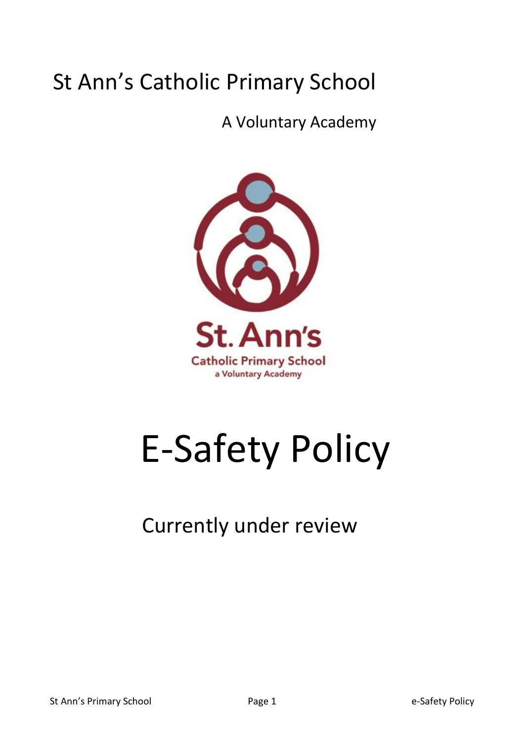# St Ann's Catholic Primary School

A Voluntary Academy

# E-Safety Policy

Currently under review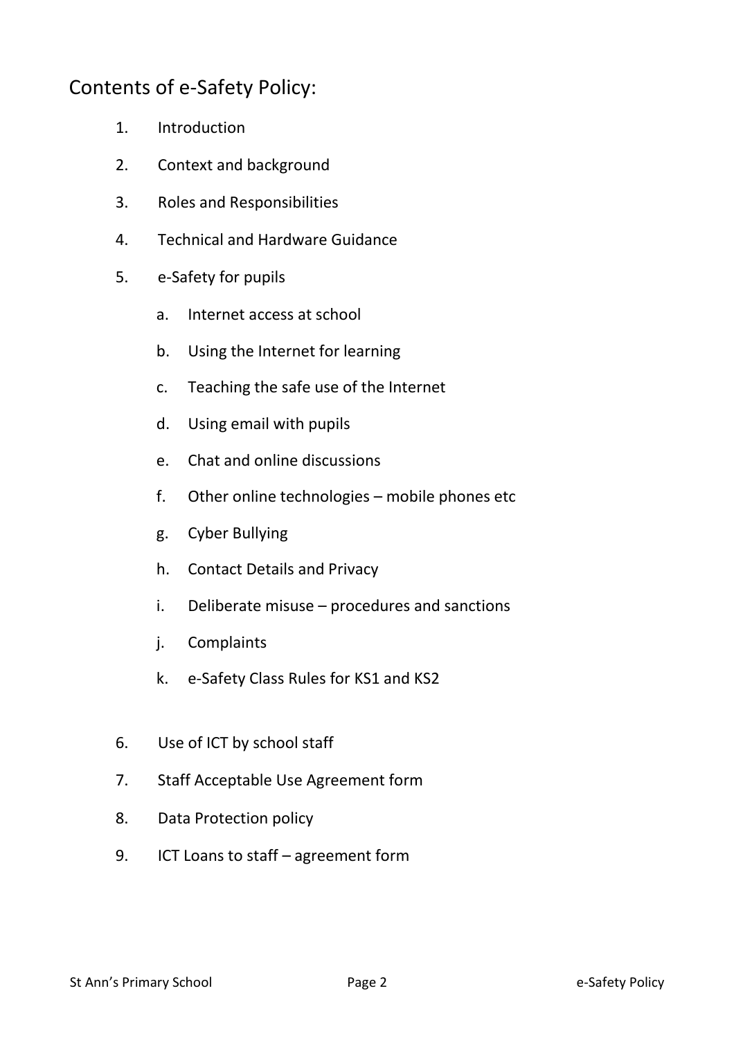# Contents of e-Safety Policy:

1. Introduction
2. Context and background
3. Roles and Responsibilities
4. Technical and Hardware Guidance
5. e-Safety for pupils
    a. Internet access at school
    b. Using the Internet for learning
    c. Teaching the safe use of the Internet
    d. Using email with pupils
    e. Chat and online discussions
    f. Other online technologies – mobile phones etc
    g. Cyber Bullying
    h. Contact Details and Privacy
    i. Deliberate misuse – procedures and sanctions
    j. Complaints
    k. e-Safety Class Rules for KS1 and KS2
6. Use of ICT by school staff
7. Staff Acceptable Use Agreement form
8. Data Protection policy
9. ICT Loans to staff – agreement form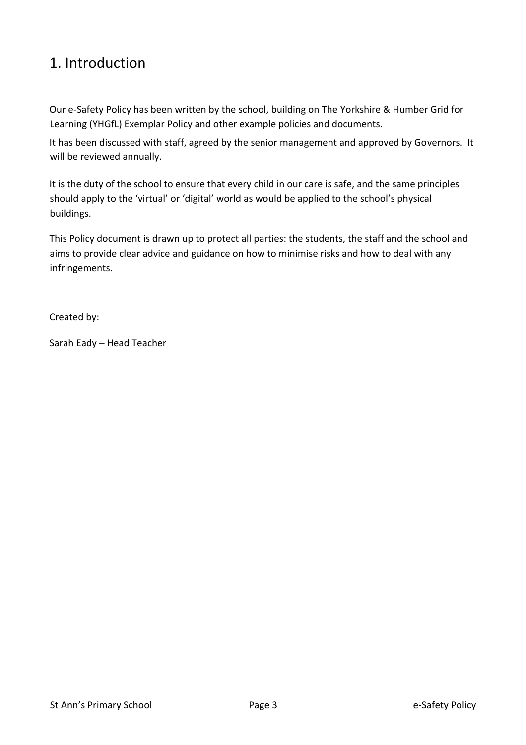## 1. Introduction

Our e-Safety Policy has been written by the school, building on The Yorkshire & Humber Grid for Learning (YHGfL) Exemplar Policy and other example policies and documents.

It has been discussed with staff, agreed by the senior management and approved by Governors. It will be reviewed annually.

It is the duty of the school to ensure that every child in our care is safe, and the same principles should apply to the 'virtual' or 'digital' world as would be applied to the school's physical buildings.

This Policy document is drawn up to protect all parties: the students, the staff and the school and aims to provide clear advice and guidance on how to minimise risks and how to deal with any infringements.

Created by:

Sarah Eady – Head Teacher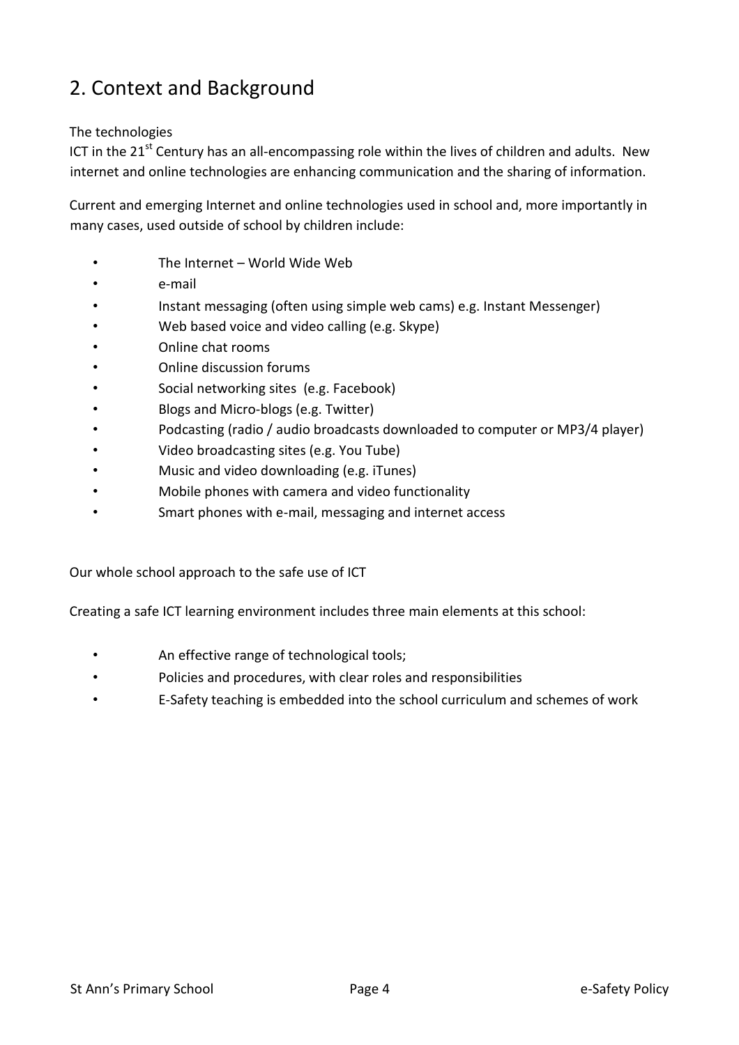## 2. Context and Background

The technologies

ICT in the 21st Century has an all-encompassing role within the lives of children and adults. New internet and online technologies are enhancing communication and the sharing of information.

Current and emerging Internet and online technologies used in school and, more importantly in many cases, used outside of school by children include:

- The Internet – World Wide Web
- e-mail
- Instant messaging (often using simple web cams) e.g. Instant Messenger)
- Web based voice and video calling (e.g. Skype)
- Online chat rooms
- Online discussion forums
- Social networking sites (e.g. Facebook)
- Blogs and Micro-blogs (e.g. Twitter)
- Podcasting (radio / audio broadcasts downloaded to computer or MP3/4 player)
- Video broadcasting sites (e.g. You Tube)
- Music and video downloading (e.g. iTunes)
- Mobile phones with camera and video functionality
- Smart phones with e-mail, messaging and internet access

Our whole school approach to the safe use of ICT

Creating a safe ICT learning environment includes three main elements at this school:

- An effective range of technological tools;
- Policies and procedures, with clear roles and responsibilities
- E-Safety teaching is embedded into the school curriculum and schemes of work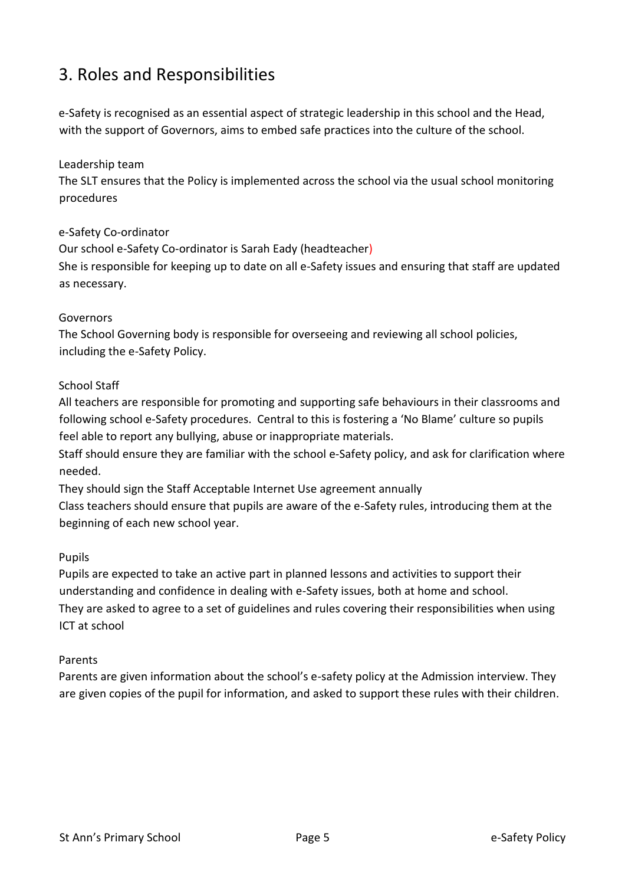## 3. Roles and Responsibilities

e-Safety is recognised as an essential aspect of strategic leadership in this school and the Head, with the support of Governors, aims to embed safe practices into the culture of the school.

Leadership team

The SLT ensures that the Policy is implemented across the school via the usual school monitoring procedures

e-Safety Co-ordinator

Our school e-Safety Co-ordinator is Sarah Eady (headteacher)

She is responsible for keeping up to date on all e-Safety issues and ensuring that staff are updated as necessary.

Governors

The School Governing body is responsible for overseeing and reviewing all school policies, including the e-Safety Policy.

School Staff

All teachers are responsible for promoting and supporting safe behaviours in their classrooms and following school e-Safety procedures. Central to this is fostering a 'No Blame' culture so pupils feel able to report any bullying, abuse or inappropriate materials.

Staff should ensure they are familiar with the school e-Safety policy, and ask for clarification where needed.

They should sign the Staff Acceptable Internet Use agreement annually

Class teachers should ensure that pupils are aware of the e-Safety rules, introducing them at the beginning of each new school year.

Pupils

Pupils are expected to take an active part in planned lessons and activities to support their understanding and confidence in dealing with e-Safety issues, both at home and school.

They are asked to agree to a set of guidelines and rules covering their responsibilities when using ICT at school

Parents

Parents are given information about the school's e-safety policy at the Admission interview. They are given copies of the pupil for information, and asked to support these rules with their children.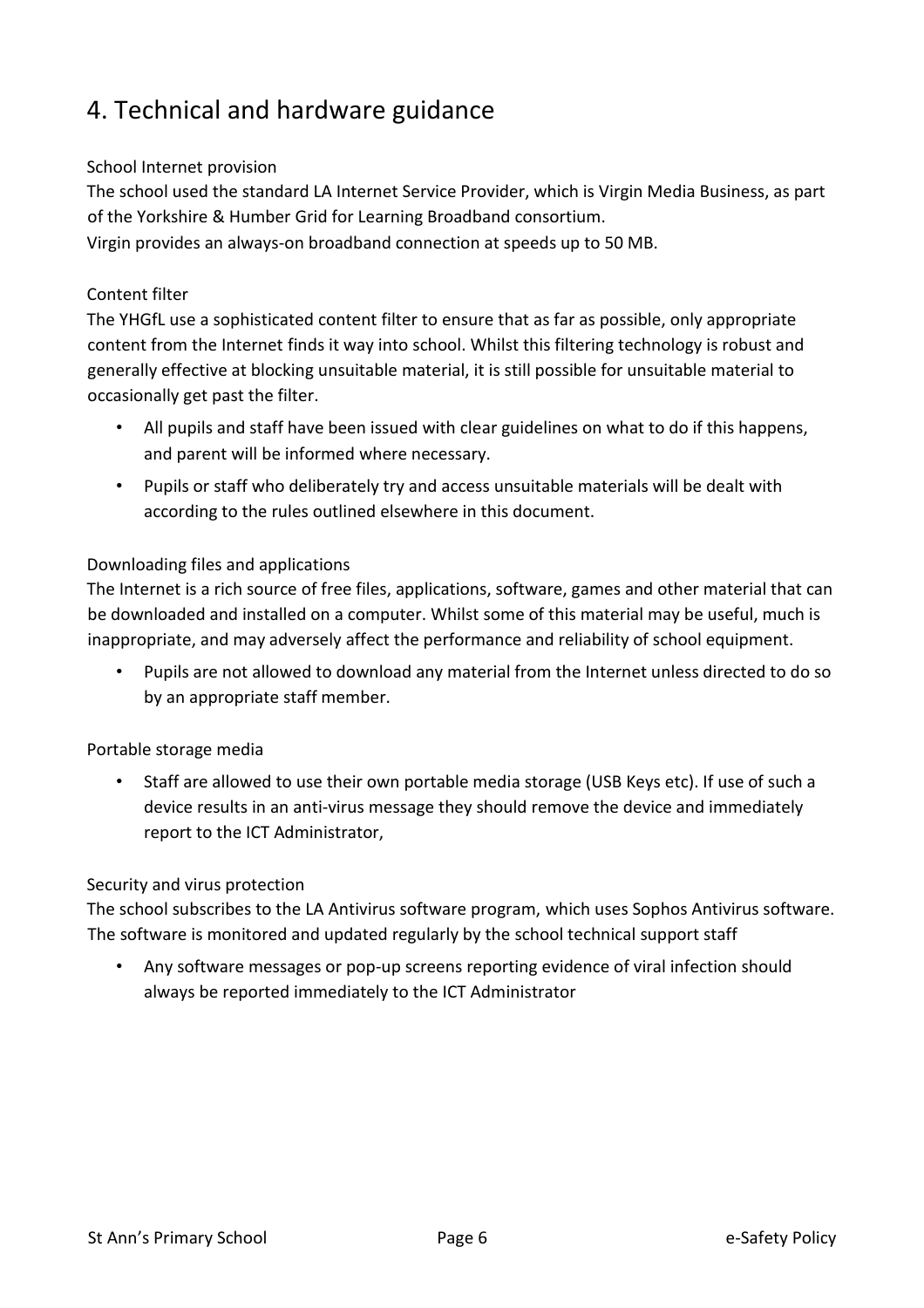# 4. Technical and hardware guidance

School Internet provision

The school used the standard LA Internet Service Provider, which is Virgin Media Business, as part of the Yorkshire & Humber Grid for Learning Broadband consortium.

Virgin provides an always-on broadband connection at speeds up to 50 MB.

Content filter

The YHGfL use a sophisticated content filter to ensure that as far as possible, only appropriate content from the Internet finds it way into school. Whilst this filtering technology is robust and generally effective at blocking unsuitable material, it is still possible for unsuitable material to occasionally get past the filter.

- All pupils and staff have been issued with clear guidelines on what to do if this happens, and parent will be informed where necessary.
- Pupils or staff who deliberately try and access unsuitable materials will be dealt with according to the rules outlined elsewhere in this document.

Downloading files and applications

The Internet is a rich source of free files, applications, software, games and other material that can be downloaded and installed on a computer. Whilst some of this material may be useful, much is inappropriate, and may adversely affect the performance and reliability of school equipment.

- Pupils are not allowed to download any material from the Internet unless directed to do so by an appropriate staff member.

Portable storage media

- Staff are allowed to use their own portable media storage (USB Keys etc). If use of such a device results in an anti-virus message they should remove the device and immediately report to the ICT Administrator,

Security and virus protection

The school subscribes to the LA Antivirus software program, which uses Sophos Antivirus software. The software is monitored and updated regularly by the school technical support staff

- Any software messages or pop-up screens reporting evidence of viral infection should always be reported immediately to the ICT Administrator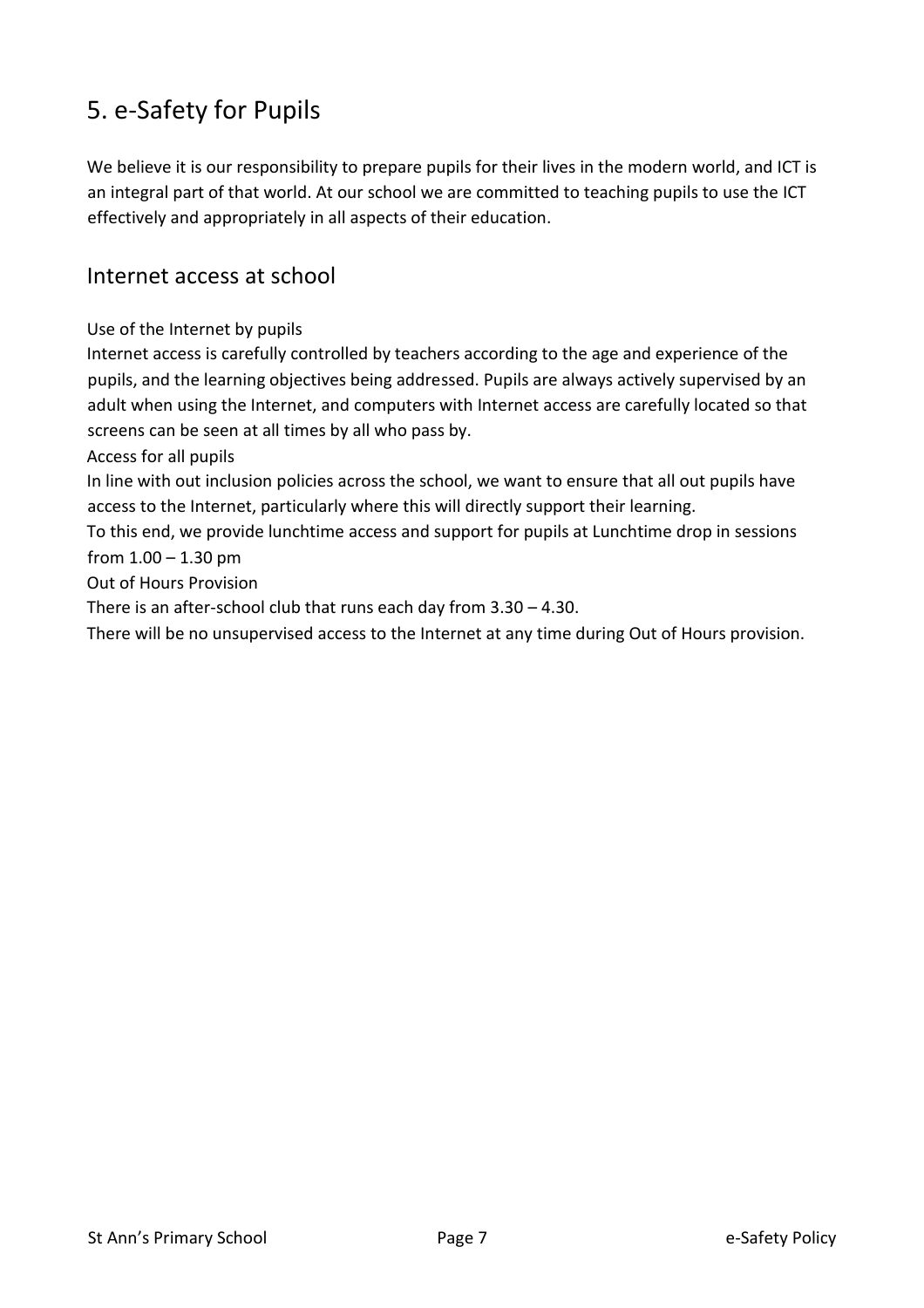# 5. e-Safety for Pupils

We believe it is our responsibility to prepare pupils for their lives in the modern world, and ICT is an integral part of that world. At our school we are committed to teaching pupils to use the ICT effectively and appropriately in all aspects of their education.

## Internet access at school

Use of the Internet by pupils

Internet access is carefully controlled by teachers according to the age and experience of the pupils, and the learning objectives being addressed. Pupils are always actively supervised by an adult when using the Internet, and computers with Internet access are carefully located so that screens can be seen at all times by all who pass by.

Access for all pupils

In line with out inclusion policies across the school, we want to ensure that all out pupils have access to the Internet, particularly where this will directly support their learning.

To this end, we provide lunchtime access and support for pupils at Lunchtime drop in sessions from 1.00 – 1.30 pm

Out of Hours Provision

There is an after-school club that runs each day from 3.30 – 4.30.

There will be no unsupervised access to the Internet at any time during Out of Hours provision.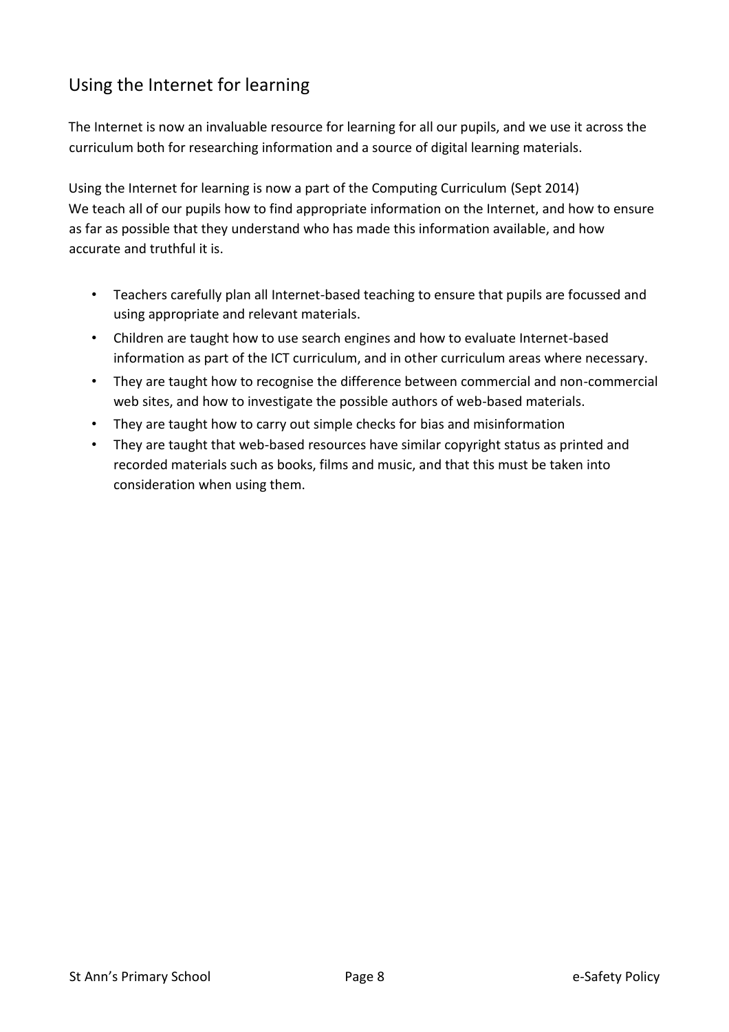## Using the Internet for learning

The Internet is now an invaluable resource for learning for all our pupils, and we use it across the curriculum both for researching information and a source of digital learning materials.

Using the Internet for learning is now a part of the Computing Curriculum (Sept 2014)
We teach all of our pupils how to find appropriate information on the Internet, and how to ensure as far as possible that they understand who has made this information available, and how accurate and truthful it is.

- Teachers carefully plan all Internet-based teaching to ensure that pupils are focussed and using appropriate and relevant materials.
- Children are taught how to use search engines and how to evaluate Internet-based information as part of the ICT curriculum, and in other curriculum areas where necessary.
- They are taught how to recognise the difference between commercial and non-commercial web sites, and how to investigate the possible authors of web-based materials.
- They are taught how to carry out simple checks for bias and misinformation
- They are taught that web-based resources have similar copyright status as printed and recorded materials such as books, films and music, and that this must be taken into consideration when using them.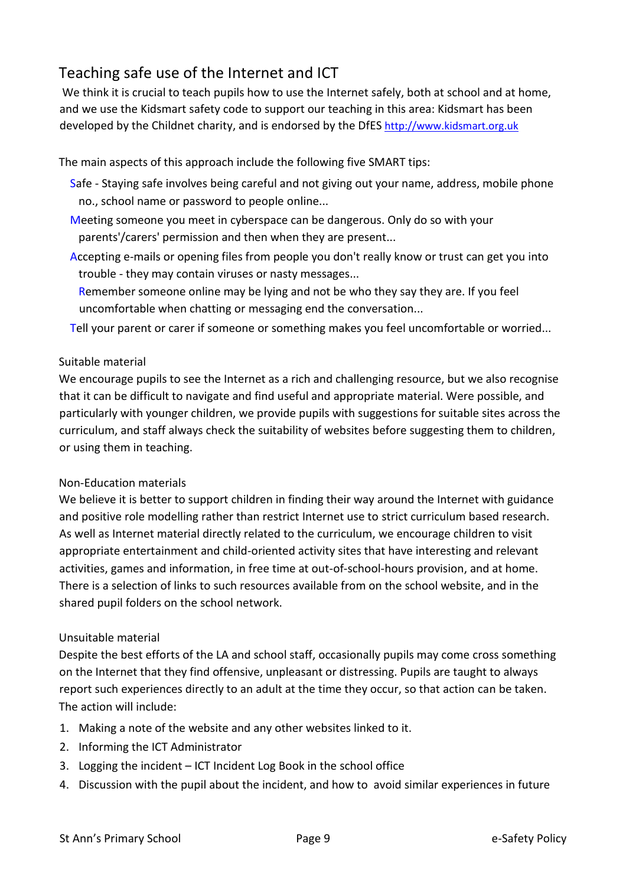## Teaching safe use of the Internet and ICT

We think it is crucial to teach pupils how to use the Internet safely, both at school and at home, and we use the Kidsmart safety code to support our teaching in this area: Kidsmart has been developed by the Childnet charity, and is endorsed by the DfES http://www.kidsmart.org.uk

The main aspects of this approach include the following five SMART tips:

- Safe - Staying safe involves being careful and not giving out your name, address, mobile phone no., school name or password to people online...
- Meeting someone you meet in cyberspace can be dangerous. Only do so with your parents'/carers' permission and then when they are present...
- Accepting e-mails or opening files from people you don't really know or trust can get you into trouble - they may contain viruses or nasty messages...
- Remember someone online may be lying and not be who they say they are. If you feel uncomfortable when chatting or messaging end the conversation...
- Tell your parent or carer if someone or something makes you feel uncomfortable or worried...

### Suitable material

We encourage pupils to see the Internet as a rich and challenging resource, but we also recognise that it can be difficult to navigate and find useful and appropriate material. Were possible, and particularly with younger children, we provide pupils with suggestions for suitable sites across the curriculum, and staff always check the suitability of websites before suggesting them to children, or using them in teaching.

### Non-Education materials

We believe it is better to support children in finding their way around the Internet with guidance and positive role modelling rather than restrict Internet use to strict curriculum based research. As well as Internet material directly related to the curriculum, we encourage children to visit appropriate entertainment and child-oriented activity sites that have interesting and relevant activities, games and information, in free time at out-of-school-hours provision, and at home. There is a selection of links to such resources available from on the school website, and in the shared pupil folders on the school network.

### Unsuitable material

Despite the best efforts of the LA and school staff, occasionally pupils may come cross something on the Internet that they find offensive, unpleasant or distressing. Pupils are taught to always report such experiences directly to an adult at the time they occur, so that action can be taken. The action will include:

1. Making a note of the website and any other websites linked to it.
2. Informing the ICT Administrator
3. Logging the incident – ICT Incident Log Book in the school office
4. Discussion with the pupil about the incident, and how to avoid similar experiences in future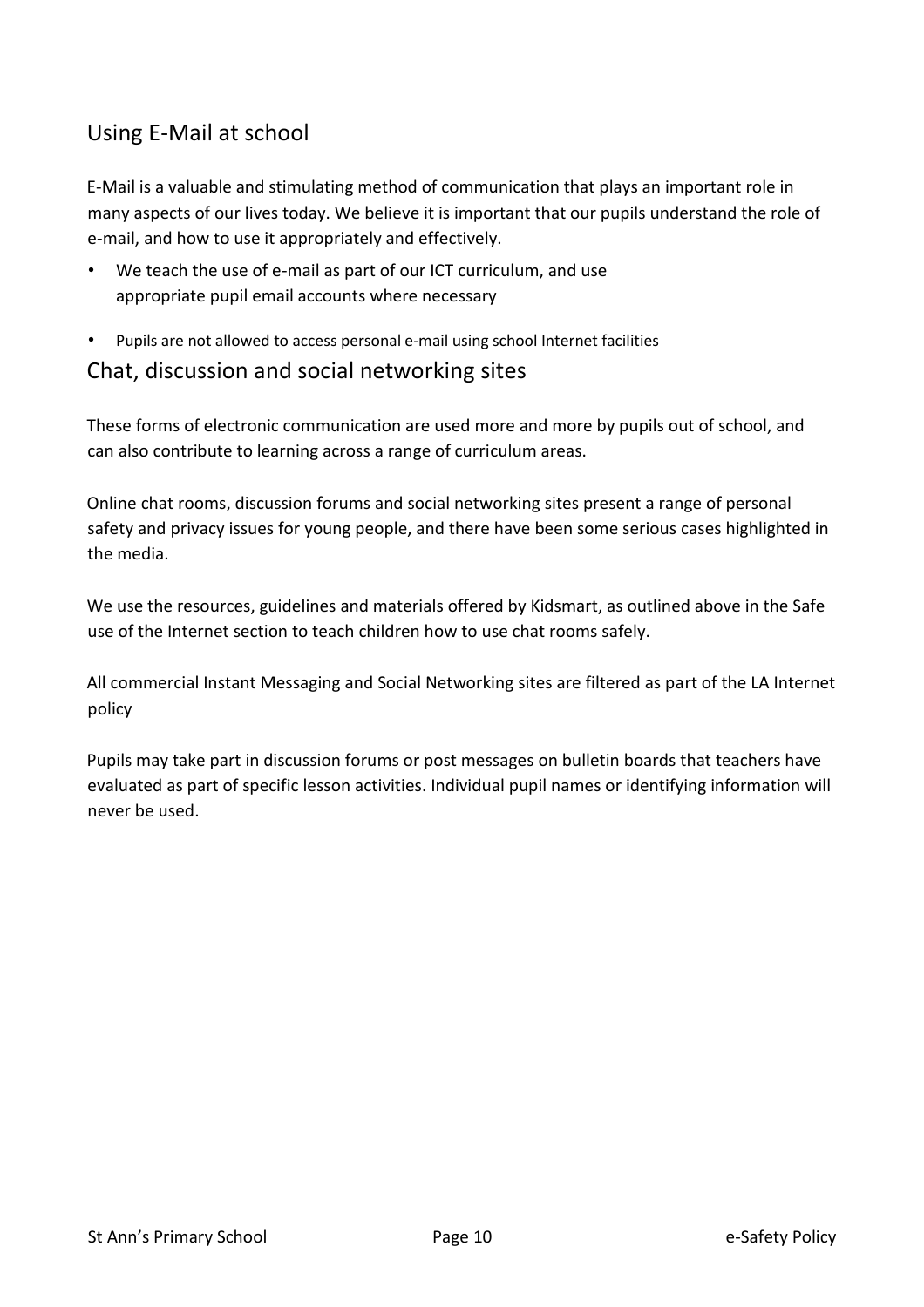## Using E-Mail at school

E-Mail is a valuable and stimulating method of communication that plays an important role in many aspects of our lives today. We believe it is important that our pupils understand the role of e-mail, and how to use it appropriately and effectively.

- We teach the use of e-mail as part of our ICT curriculum, and use appropriate pupil email accounts where necessary
- Pupils are not allowed to access personal e-mail using school Internet facilities

## Chat, discussion and social networking sites

These forms of electronic communication are used more and more by pupils out of school, and can also contribute to learning across a range of curriculum areas.

Online chat rooms, discussion forums and social networking sites present a range of personal safety and privacy issues for young people, and there have been some serious cases highlighted in the media.

We use the resources, guidelines and materials offered by Kidsmart, as outlined above in the Safe use of the Internet section to teach children how to use chat rooms safely.

All commercial Instant Messaging and Social Networking sites are filtered as part of the LA Internet policy

Pupils may take part in discussion forums or post messages on bulletin boards that teachers have evaluated as part of specific lesson activities. Individual pupil names or identifying information will never be used.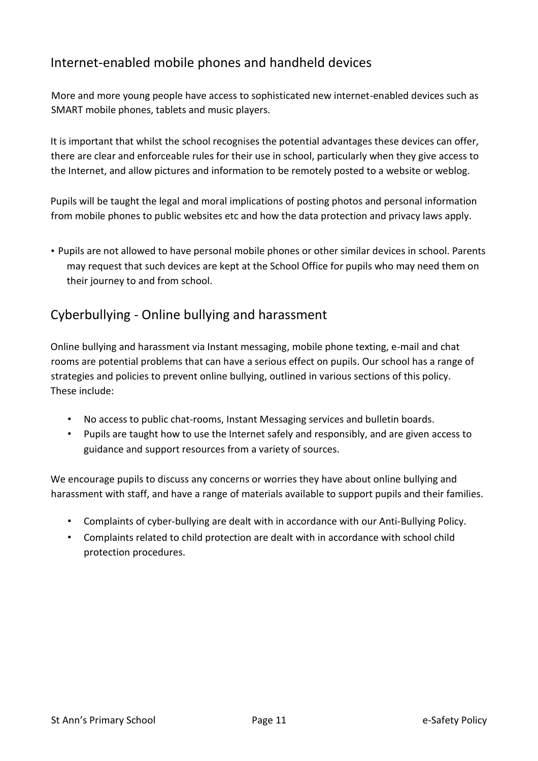## Internet-enabled mobile phones and handheld devices

More and more young people have access to sophisticated new internet-enabled devices such as SMART mobile phones, tablets and music players.

It is important that whilst the school recognises the potential advantages these devices can offer, there are clear and enforceable rules for their use in school, particularly when they give access to the Internet, and allow pictures and information to be remotely posted to a website or weblog.

Pupils will be taught the legal and moral implications of posting photos and personal information from mobile phones to public websites etc and how the data protection and privacy laws apply.

- Pupils are not allowed to have personal mobile phones or other similar devices in school. Parents may request that such devices are kept at the School Office for pupils who may need them on their journey to and from school.

## Cyberbullying - Online bullying and harassment

Online bullying and harassment via Instant messaging, mobile phone texting, e-mail and chat rooms are potential problems that can have a serious effect on pupils. Our school has a range of strategies and policies to prevent online bullying, outlined in various sections of this policy. These include:

- No access to public chat-rooms, Instant Messaging services and bulletin boards.
- Pupils are taught how to use the Internet safely and responsibly, and are given access to guidance and support resources from a variety of sources.

We encourage pupils to discuss any concerns or worries they have about online bullying and harassment with staff, and have a range of materials available to support pupils and their families.

- Complaints of cyber-bullying are dealt with in accordance with our Anti-Bullying Policy.
- Complaints related to child protection are dealt with in accordance with school child protection procedures.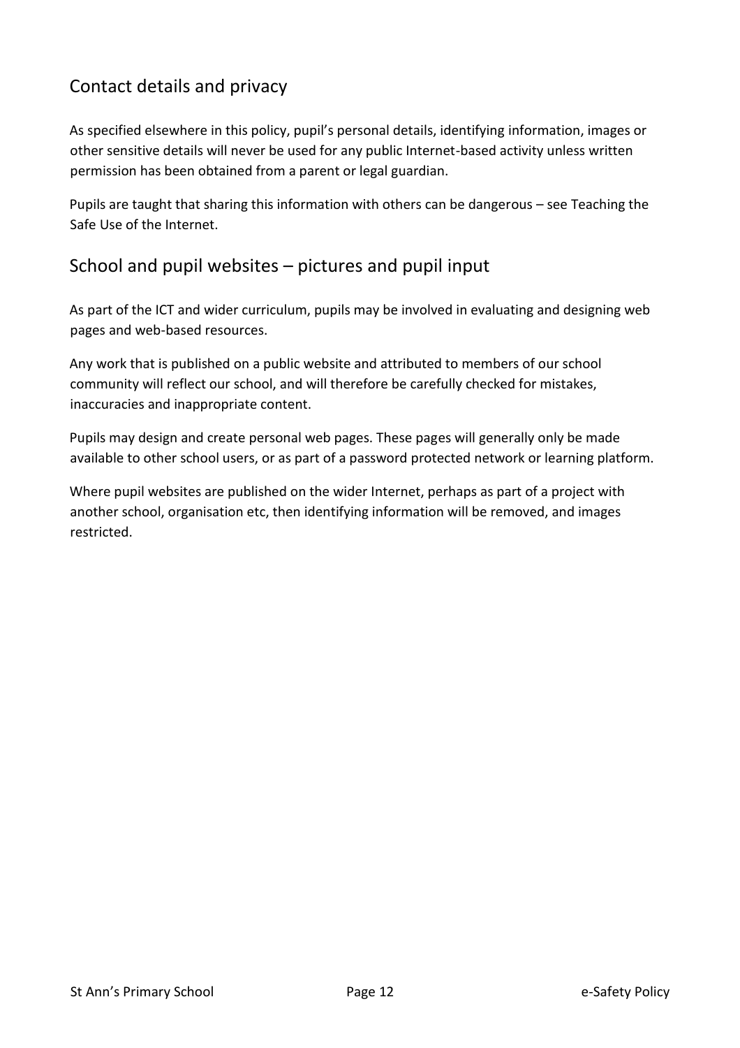## Contact details and privacy

As specified elsewhere in this policy, pupil's personal details, identifying information, images or other sensitive details will never be used for any public Internet-based activity unless written permission has been obtained from a parent or legal guardian.

Pupils are taught that sharing this information with others can be dangerous – see Teaching the Safe Use of the Internet.

## School and pupil websites – pictures and pupil input

As part of the ICT and wider curriculum, pupils may be involved in evaluating and designing web pages and web-based resources.

Any work that is published on a public website and attributed to members of our school community will reflect our school, and will therefore be carefully checked for mistakes, inaccuracies and inappropriate content.

Pupils may design and create personal web pages. These pages will generally only be made available to other school users, or as part of a password protected network or learning platform.

Where pupil websites are published on the wider Internet, perhaps as part of a project with another school, organisation etc, then identifying information will be removed, and images restricted.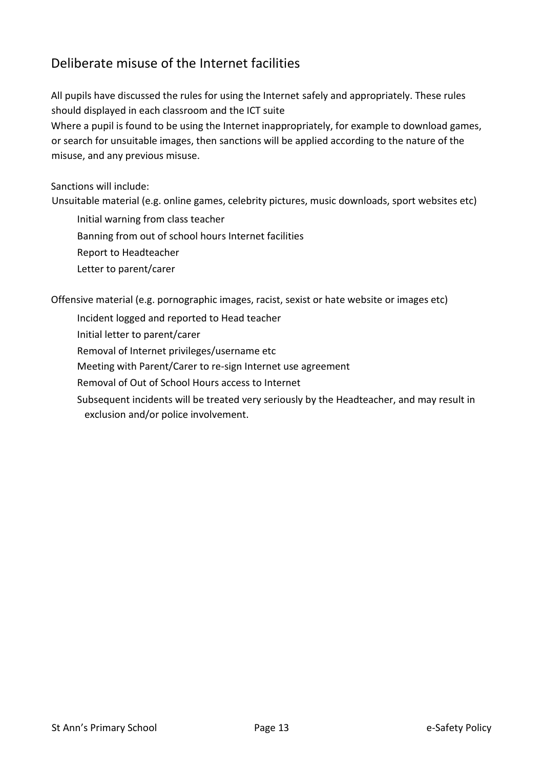## Deliberate misuse of the Internet facilities

All pupils have discussed the rules for using the Internet safely and appropriately. These rules should displayed in each classroom and the ICT suite

Where a pupil is found to be using the Internet inappropriately, for example to download games, or search for unsuitable images, then sanctions will be applied according to the nature of the misuse, and any previous misuse.

Sanctions will include:

Unsuitable material (e.g. online games, celebrity pictures, music downloads, sport websites etc)

- Initial warning from class teacher
- Banning from out of school hours Internet facilities
- Report to Headteacher
- Letter to parent/carer

Offensive material (e.g. pornographic images, racist, sexist or hate website or images etc)

- Incident logged and reported to Head teacher
- Initial letter to parent/carer
- Removal of Internet privileges/username etc
- Meeting with Parent/Carer to re-sign Internet use agreement
- Removal of Out of School Hours access to Internet
- Subsequent incidents will be treated very seriously by the Headteacher, and may result in exclusion and/or police involvement.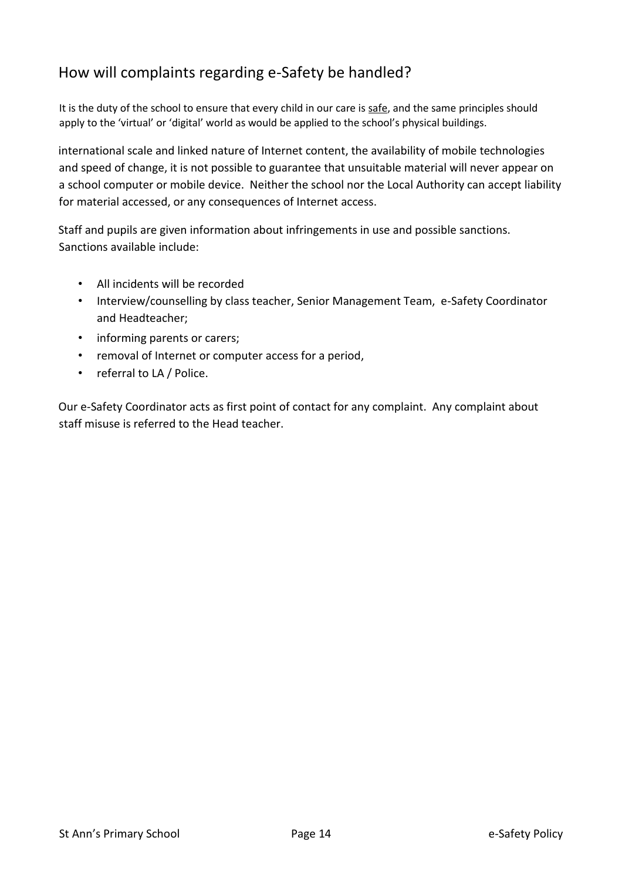## How will complaints regarding e-Safety be handled?

It is the duty of the school to ensure that every child in our care is safe, and the same principles should apply to the 'virtual' or 'digital' world as would be applied to the school's physical buildings.

international scale and linked nature of Internet content, the availability of mobile technologies and speed of change, it is not possible to guarantee that unsuitable material will never appear on a school computer or mobile device. Neither the school nor the Local Authority can accept liability for material accessed, or any consequences of Internet access.

Staff and pupils are given information about infringements in use and possible sanctions. Sanctions available include:

- All incidents will be recorded
- Interview/counselling by class teacher, Senior Management Team, e-Safety Coordinator and Headteacher;
- informing parents or carers;
- removal of Internet or computer access for a period,
- referral to LA / Police.

Our e-Safety Coordinator acts as first point of contact for any complaint. Any complaint about staff misuse is referred to the Head teacher.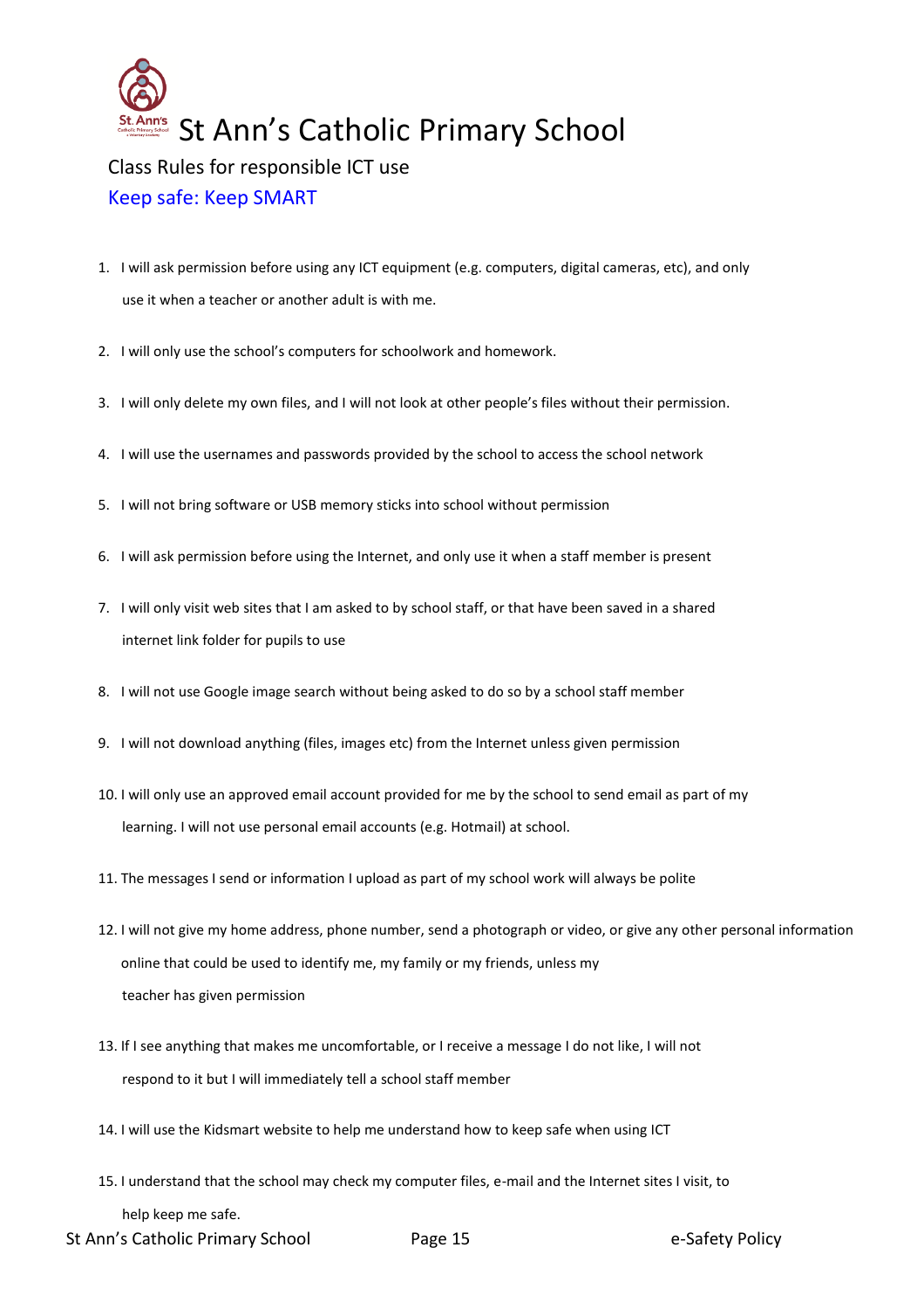# St Ann's Catholic Primary School

## Class Rules for responsible ICT use

### Keep safe: Keep SMART

1. I will ask permission before using any ICT equipment (e.g. computers, digital cameras, etc), and only use it when a teacher or another adult is with me.
2. I will only use the school's computers for schoolwork and homework.
3. I will only delete my own files, and I will not look at other people's files without their permission.
4. I will use the usernames and passwords provided by the school to access the school network
5. I will not bring software or USB memory sticks into school without permission
6. I will ask permission before using the Internet, and only use it when a staff member is present
7. I will only visit web sites that I am asked to by school staff, or that have been saved in a shared internet link folder for pupils to use
8. I will not use Google image search without being asked to do so by a school staff member
9. I will not download anything (files, images etc) from the Internet unless given permission
10. I will only use an approved email account provided for me by the school to send email as part of my learning. I will not use personal email accounts (e.g. Hotmail) at school.
11. The messages I send or information I upload as part of my school work will always be polite
12. I will not give my home address, phone number, send a photograph or video, or give any other personal information online that could be used to identify me, my family or my friends, unless my teacher has given permission
13. If I see anything that makes me uncomfortable, or I receive a message I do not like, I will not respond to it but I will immediately tell a school staff member
14. I will use the Kidsmart website to help me understand how to keep safe when using ICT
15. I understand that the school may check my computer files, e-mail and the Internet sites I visit, to help keep me safe.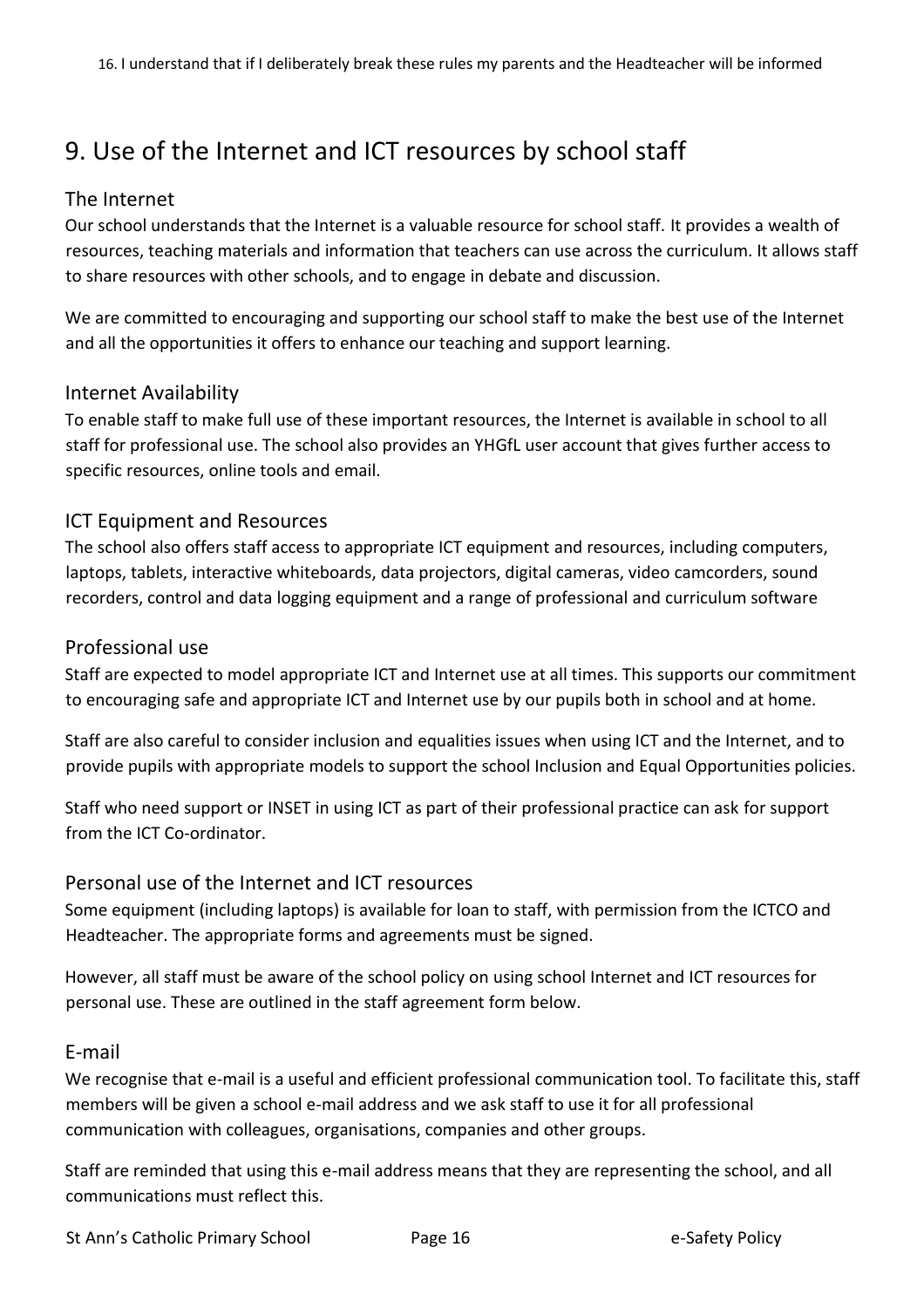16. I understand that if I deliberately break these rules my parents and the Headteacher will be informed

## 9. Use of the Internet and ICT resources by school staff

### The Internet

Our school understands that the Internet is a valuable resource for school staff. It provides a wealth of resources, teaching materials and information that teachers can use across the curriculum. It allows staff to share resources with other schools, and to engage in debate and discussion.

We are committed to encouraging and supporting our school staff to make the best use of the Internet and all the opportunities it offers to enhance our teaching and support learning.

### Internet Availability

To enable staff to make full use of these important resources, the Internet is available in school to all staff for professional use. The school also provides an YHGfL user account that gives further access to specific resources, online tools and email.

### ICT Equipment and Resources

The school also offers staff access to appropriate ICT equipment and resources, including computers, laptops, tablets, interactive whiteboards, data projectors, digital cameras, video camcorders, sound recorders, control and data logging equipment and a range of professional and curriculum software

### Professional use

Staff are expected to model appropriate ICT and Internet use at all times. This supports our commitment to encouraging safe and appropriate ICT and Internet use by our pupils both in school and at home.

Staff are also careful to consider inclusion and equalities issues when using ICT and the Internet, and to provide pupils with appropriate models to support the school Inclusion and Equal Opportunities policies.

Staff who need support or INSET in using ICT as part of their professional practice can ask for support from the ICT Co-ordinator.

### Personal use of the Internet and ICT resources

Some equipment (including laptops) is available for loan to staff, with permission from the ICTCO and Headteacher. The appropriate forms and agreements must be signed.

However, all staff must be aware of the school policy on using school Internet and ICT resources for personal use. These are outlined in the staff agreement form below.

### E-mail

We recognise that e-mail is a useful and efficient professional communication tool. To facilitate this, staff members will be given a school e-mail address and we ask staff to use it for all professional communication with colleagues, organisations, companies and other groups.

Staff are reminded that using this e-mail address means that they are representing the school, and all communications must reflect this.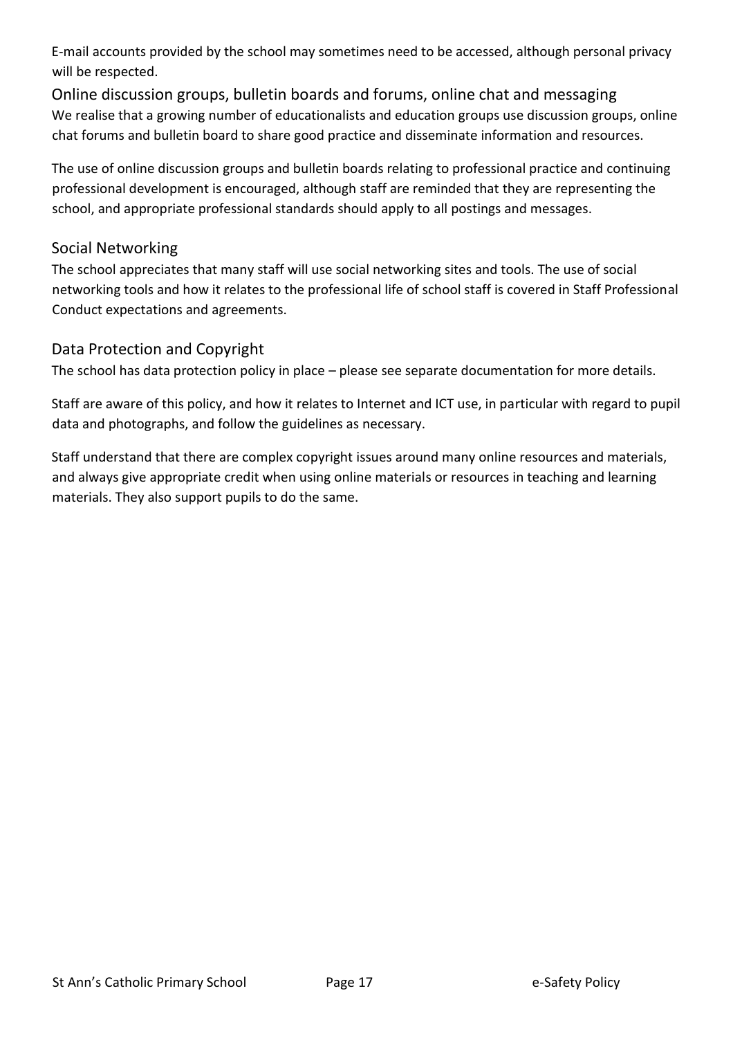E-mail accounts provided by the school may sometimes need to be accessed, although personal privacy will be respected.

## Online discussion groups, bulletin boards and forums, online chat and messaging

We realise that a growing number of educationalists and education groups use discussion groups, online chat forums and bulletin board to share good practice and disseminate information and resources.

The use of online discussion groups and bulletin boards relating to professional practice and continuing professional development is encouraged, although staff are reminded that they are representing the school, and appropriate professional standards should apply to all postings and messages.

## Social Networking

The school appreciates that many staff will use social networking sites and tools. The use of social networking tools and how it relates to the professional life of school staff is covered in Staff Professional Conduct expectations and agreements.

## Data Protection and Copyright

The school has data protection policy in place – please see separate documentation for more details.

Staff are aware of this policy, and how it relates to Internet and ICT use, in particular with regard to pupil data and photographs, and follow the guidelines as necessary.

Staff understand that there are complex copyright issues around many online resources and materials, and always give appropriate credit when using online materials or resources in teaching and learning materials. They also support pupils to do the same.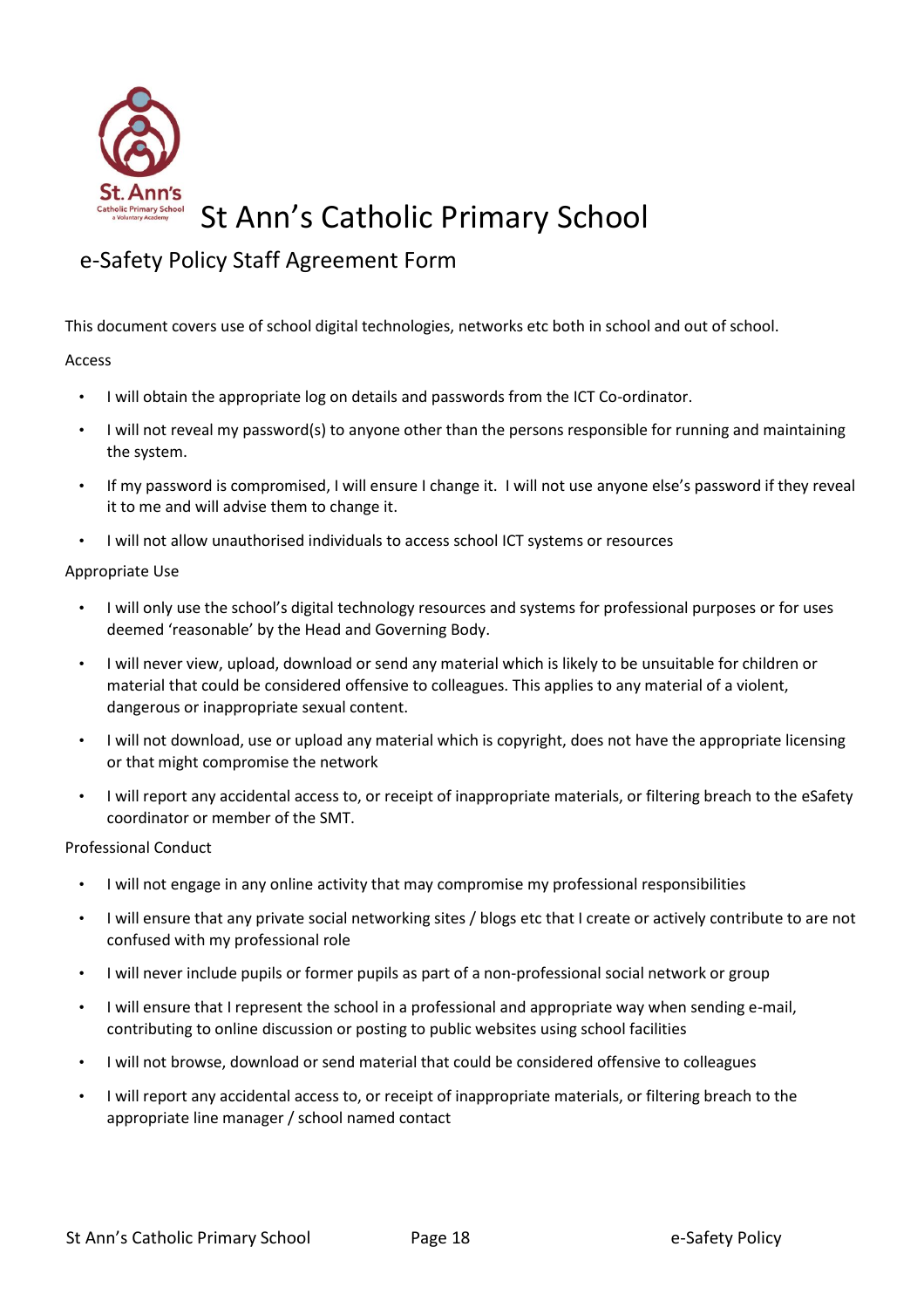# St Ann's Catholic Primary School

## e-Safety Policy Staff Agreement Form

This document covers use of school digital technologies, networks etc both in school and out of school.

Access

- I will obtain the appropriate log on details and passwords from the ICT Co-ordinator.
- I will not reveal my password(s) to anyone other than the persons responsible for running and maintaining the system.
- If my password is compromised, I will ensure I change it. I will not use anyone else's password if they reveal it to me and will advise them to change it.
- I will not allow unauthorised individuals to access school ICT systems or resources

Appropriate Use

- I will only use the school's digital technology resources and systems for professional purposes or for uses deemed 'reasonable' by the Head and Governing Body.
- I will never view, upload, download or send any material which is likely to be unsuitable for children or material that could be considered offensive to colleagues. This applies to any material of a violent, dangerous or inappropriate sexual content.
- I will not download, use or upload any material which is copyright, does not have the appropriate licensing or that might compromise the network
- I will report any accidental access to, or receipt of inappropriate materials, or filtering breach to the eSafety coordinator or member of the SMT.

Professional Conduct

- I will not engage in any online activity that may compromise my professional responsibilities
- I will ensure that any private social networking sites / blogs etc that I create or actively contribute to are not confused with my professional role
- I will never include pupils or former pupils as part of a non-professional social network or group
- I will ensure that I represent the school in a professional and appropriate way when sending e-mail, contributing to online discussion or posting to public websites using school facilities
- I will not browse, download or send material that could be considered offensive to colleagues
- I will report any accidental access to, or receipt of inappropriate materials, or filtering breach to the appropriate line manager / school named contact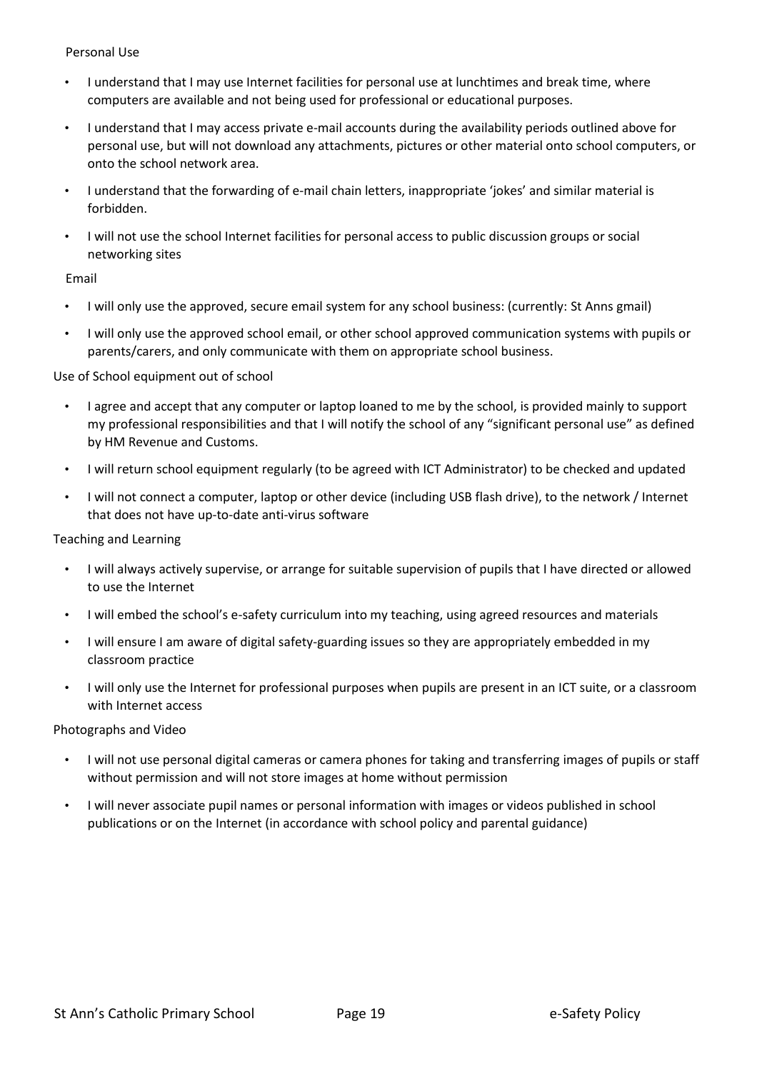Personal Use

- I understand that I may use Internet facilities for personal use at lunchtimes and break time, where computers are available and not being used for professional or educational purposes.
- I understand that I may access private e-mail accounts during the availability periods outlined above for personal use, but will not download any attachments, pictures or other material onto school computers, or onto the school network area.
- I understand that the forwarding of e-mail chain letters, inappropriate 'jokes' and similar material is forbidden.
- I will not use the school Internet facilities for personal access to public discussion groups or social networking sites

Email

- I will only use the approved, secure email system for any school business: (currently: St Anns gmail)
- I will only use the approved school email, or other school approved communication systems with pupils or parents/carers, and only communicate with them on appropriate school business.

Use of School equipment out of school

- I agree and accept that any computer or laptop loaned to me by the school, is provided mainly to support my professional responsibilities and that I will notify the school of any "significant personal use" as defined by HM Revenue and Customs.
- I will return school equipment regularly (to be agreed with ICT Administrator) to be checked and updated
- I will not connect a computer, laptop or other device (including USB flash drive), to the network / Internet that does not have up-to-date anti-virus software

Teaching and Learning

- I will always actively supervise, or arrange for suitable supervision of pupils that I have directed or allowed to use the Internet
- I will embed the school's e-safety curriculum into my teaching, using agreed resources and materials
- I will ensure I am aware of digital safety-guarding issues so they are appropriately embedded in my classroom practice
- I will only use the Internet for professional purposes when pupils are present in an ICT suite, or a classroom with Internet access

Photographs and Video

- I will not use personal digital cameras or camera phones for taking and transferring images of pupils or staff without permission and will not store images at home without permission
- I will never associate pupil names or personal information with images or videos published in school publications or on the Internet (in accordance with school policy and parental guidance)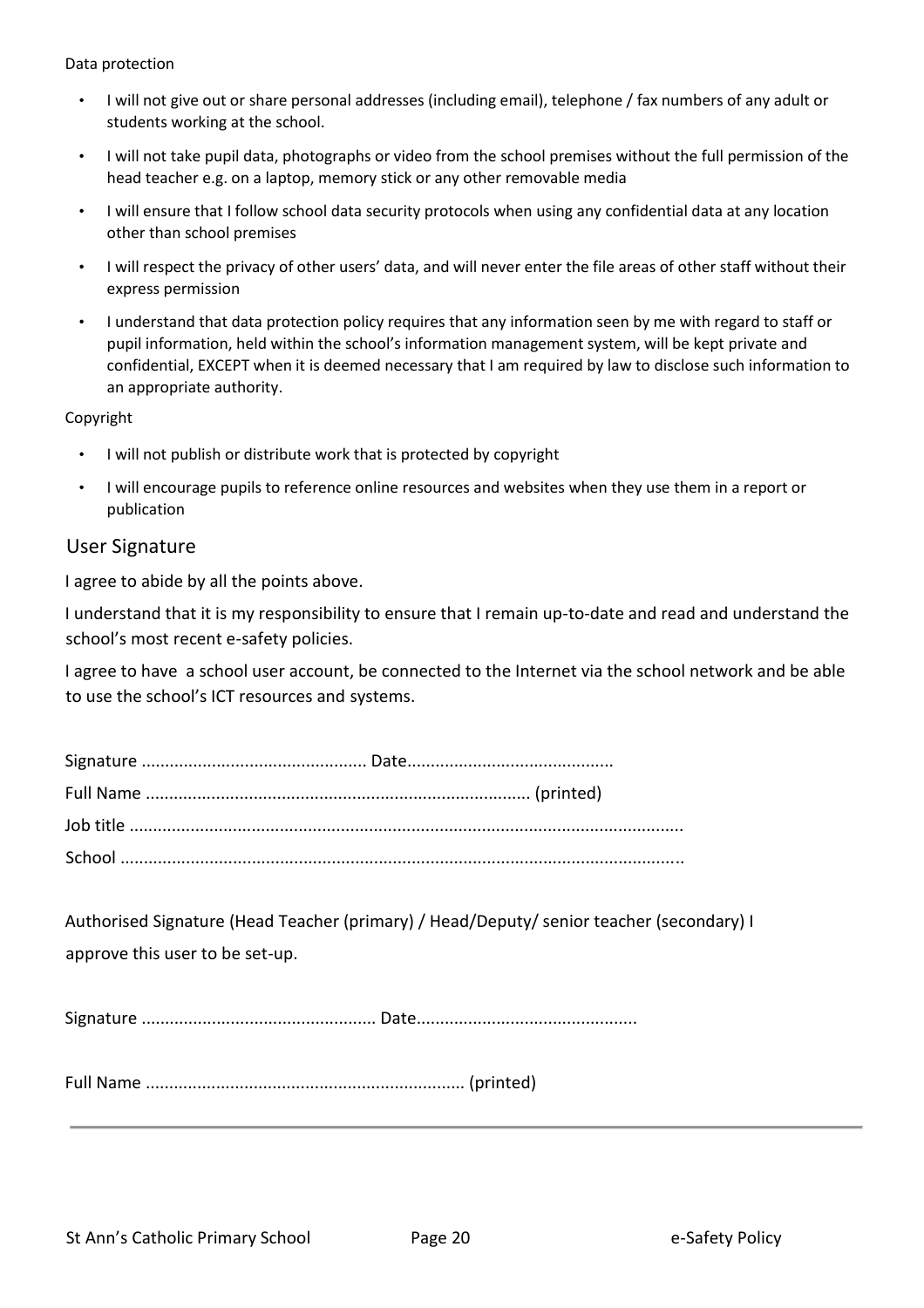Data protection

- I will not give out or share personal addresses (including email), telephone / fax numbers of any adult or students working at the school.
- I will not take pupil data, photographs or video from the school premises without the full permission of the head teacher e.g. on a laptop, memory stick or any other removable media
- I will ensure that I follow school data security protocols when using any confidential data at any location other than school premises
- I will respect the privacy of other users' data, and will never enter the file areas of other staff without their express permission
- I understand that data protection policy requires that any information seen by me with regard to staff or pupil information, held within the school's information management system, will be kept private and confidential, EXCEPT when it is deemed necessary that I am required by law to disclose such information to an appropriate authority.

Copyright

- I will not publish or distribute work that is protected by copyright
- I will encourage pupils to reference online resources and websites when they use them in a report or publication

## User Signature

I agree to abide by all the points above.

I understand that it is my responsibility to ensure that I remain up-to-date and read and understand the school's most recent e-safety policies.

I agree to have a school user account, be connected to the Internet via the school network and be able to use the school's ICT resources and systems.

Signature ................................................ Date...........................................

Full Name ................................................................................. (printed)

Job title .....................................................................................................................

School .......................................................................................................................

Authorised Signature (Head Teacher (primary) / Head/Deputy/ senior teacher (secondary) I approve this user to be set-up.

Signature .................................................. Date..............................................

Full Name .................................................................... (printed)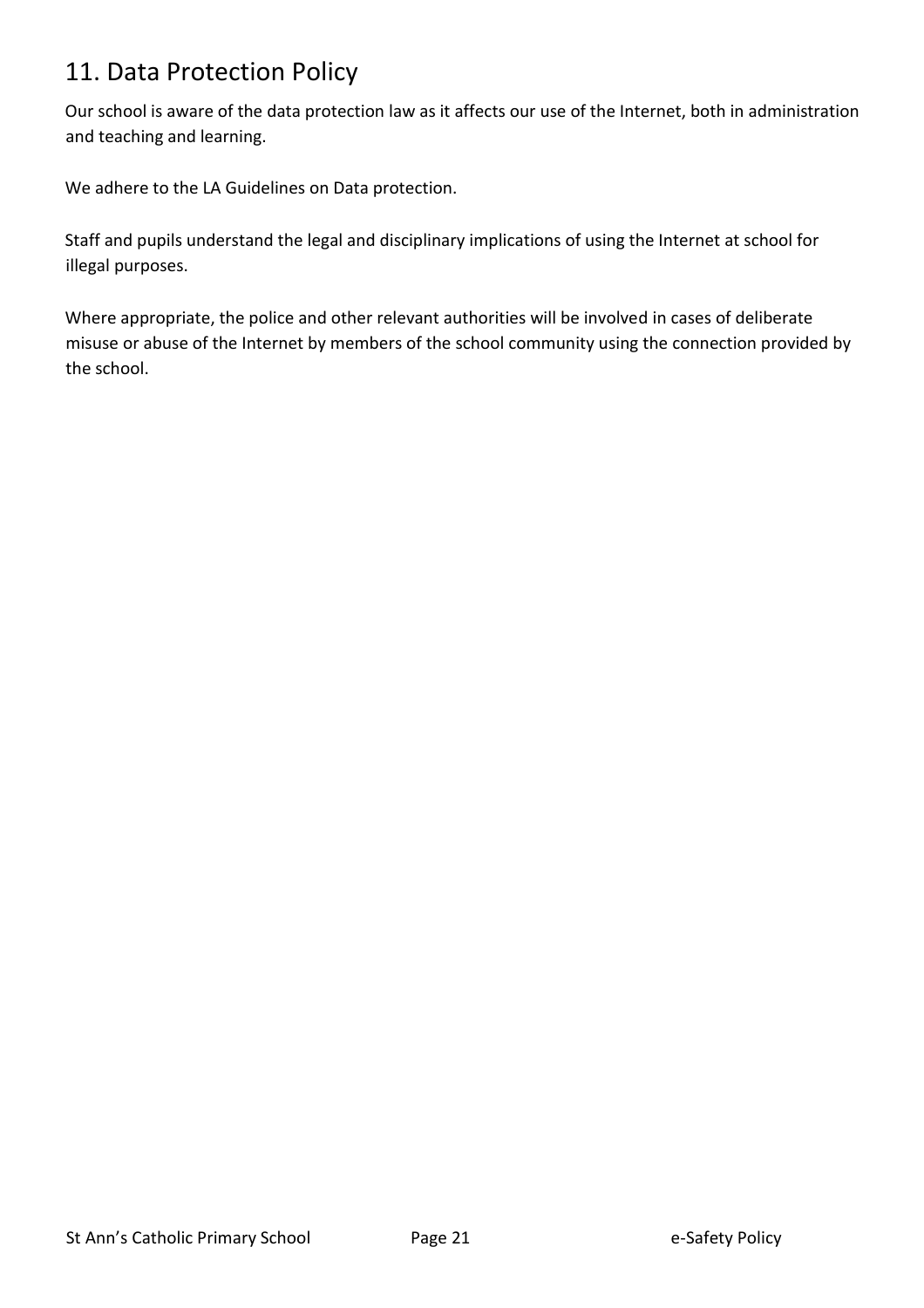## 11. Data Protection Policy

Our school is aware of the data protection law as it affects our use of the Internet, both in administration and teaching and learning.

We adhere to the LA Guidelines on Data protection.

Staff and pupils understand the legal and disciplinary implications of using the Internet at school for illegal purposes.

Where appropriate, the police and other relevant authorities will be involved in cases of deliberate misuse or abuse of the Internet by members of the school community using the connection provided by the school.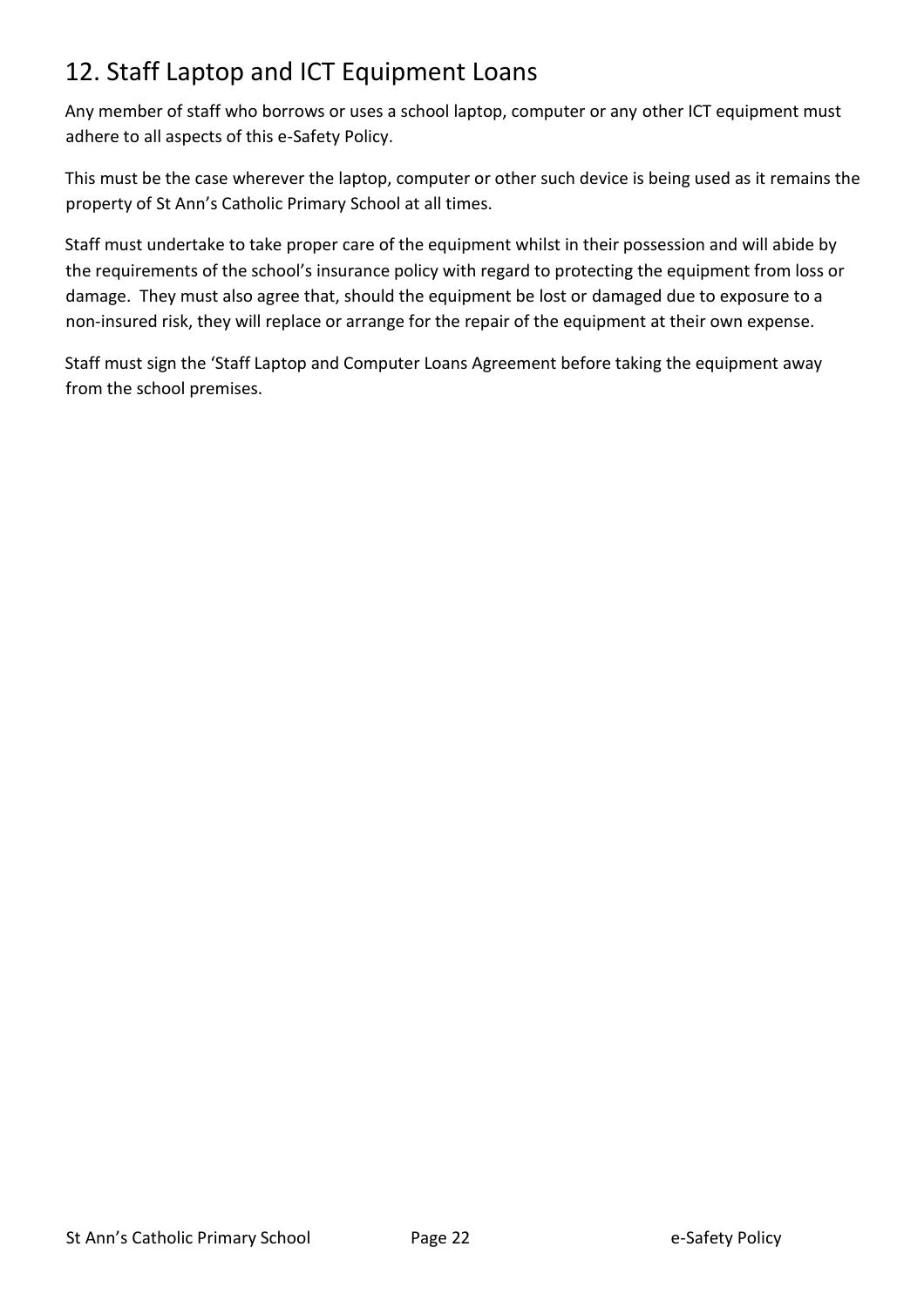# 12. Staff Laptop and ICT Equipment Loans

Any member of staff who borrows or uses a school laptop, computer or any other ICT equipment must adhere to all aspects of this e-Safety Policy.

This must be the case wherever the laptop, computer or other such device is being used as it remains the property of St Ann's Catholic Primary School at all times.

Staff must undertake to take proper care of the equipment whilst in their possession and will abide by the requirements of the school's insurance policy with regard to protecting the equipment from loss or damage. They must also agree that, should the equipment be lost or damaged due to exposure to a non-insured risk, they will replace or arrange for the repair of the equipment at their own expense.

Staff must sign the 'Staff Laptop and Computer Loans Agreement before taking the equipment away from the school premises.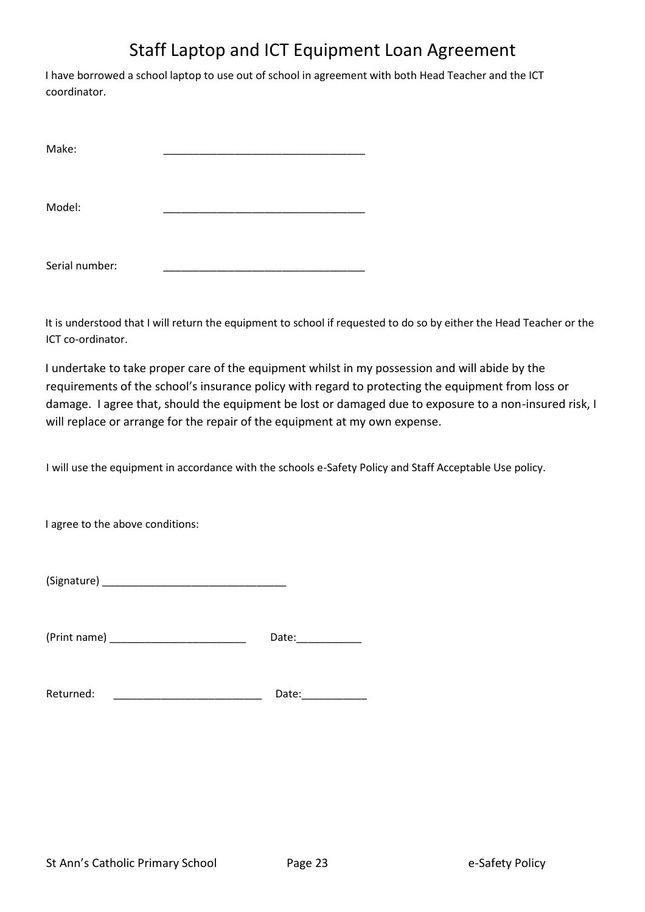# Staff Laptop and ICT Equipment Loan Agreement

I have borrowed a school laptop to use out of school in agreement with both Head Teacher and the ICT coordinator.

Make: __________________________________

Model: __________________________________

Serial number: __________________________________

It is understood that I will return the equipment to school if requested to do so by either the Head Teacher or the ICT co-ordinator.

I undertake to take proper care of the equipment whilst in my possession and will abide by the requirements of the school's insurance policy with regard to protecting the equipment from loss or damage. I agree that, should the equipment be lost or damaged due to exposure to a non-insured risk, I will replace or arrange for the repair of the equipment at my own expense.

I will use the equipment in accordance with the schools e-Safety Policy and Staff Acceptable Use policy.

I agree to the above conditions:

(Signature) _______________________________

(Print name) _______________________ Date:___________

Returned: _________________________ Date:___________